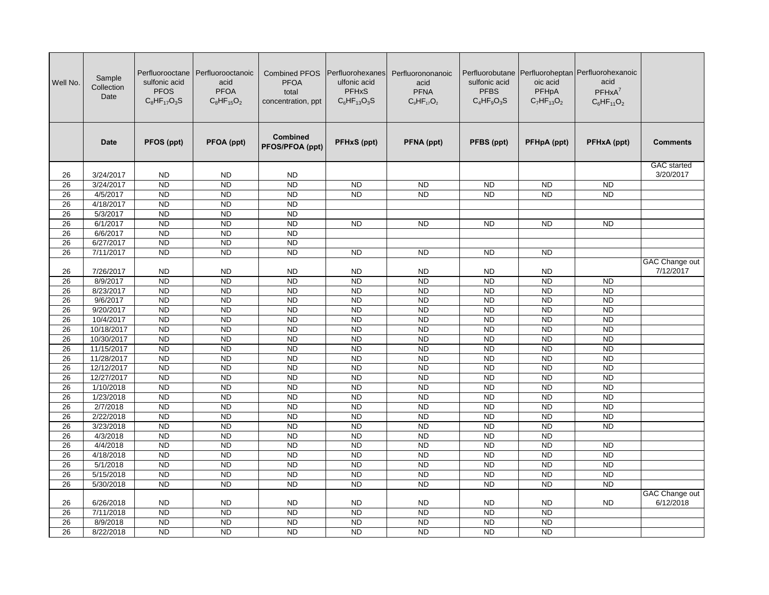| Well No. | Sample Collection Date | Perfluorooctane sulfonic acid PFOS $C_8HF_{17}O_3S$ | Perfluorooctanoic acid PFOA $C_8HF_{15}O_2$ | Combined PFOS PFOA total concentration, ppt | Perfluorohexanesulfonic acid PFHxS $C_6HF_{13}O_3S$ | Perfluorononanoic acid PFNA $C_9HF_{17}O_2$ | Perfluorobutane sulfonic acid PFBS $C_4HF_9O_3S$ | Perfluoroheptanoic acid PFHpA $C_7HF_{13}O_2$ | Perfluorohexanoic acid PFHxA[7] $C_6HF_{11}O_2$ | |
|---|---|---|---|---|---|---|---|---|---|---|
| | **Date** | **PFOS (ppt)** | **PFOA (ppt)** | **Combined PFOS/PFOA (ppt)** | **PFHxS (ppt)** | **PFNA (ppt)** | **PFBS (ppt)** | **PFHpA (ppt)** | **PFHxA (ppt)** | **Comments** |
| 26 | 3/24/2017 | ND | ND | ND | | | | | | GAC started 3/20/2017 |
| 26 | 3/24/2017 | ND | ND | ND | ND | ND | ND | ND | ND | |
| 26 | 4/5/2017 | ND | ND | ND | ND | ND | ND | ND | ND | |
| 26 | 4/18/2017 | ND | ND | ND | | | | | | |
| 26 | 5/3/2017 | ND | ND | ND | | | | | | |
| 26 | 6/1/2017 | ND | ND | ND | ND | ND | ND | ND | ND | |
| 26 | 6/6/2017 | ND | ND | ND | | | | | | |
| 26 | 6/27/2017 | ND | ND | ND | | | | | | |
| 26 | 7/11/2017 | ND | ND | ND | ND | ND | ND | ND | | |
| 26 | 7/26/2017 | ND | ND | ND | ND | ND | ND | ND | | GAC Change out 7/12/2017 |
| 26 | 8/9/2017 | ND | ND | ND | ND | ND | ND | ND | ND | |
| 26 | 8/23/2017 | ND | ND | ND | ND | ND | ND | ND | ND | |
| 26 | 9/6/2017 | ND | ND | ND | ND | ND | ND | ND | ND | |
| 26 | 9/20/2017 | ND | ND | ND | ND | ND | ND | ND | ND | |
| 26 | 10/4/2017 | ND | ND | ND | ND | ND | ND | ND | ND | |
| 26 | 10/18/2017 | ND | ND | ND | ND | ND | ND | ND | ND | |
| 26 | 10/30/2017 | ND | ND | ND | ND | ND | ND | ND | ND | |
| 26 | 11/15/2017 | ND | ND | ND | ND | ND | ND | ND | ND | |
| 26 | 11/28/2017 | ND | ND | ND | ND | ND | ND | ND | ND | |
| 26 | 12/12/2017 | ND | ND | ND | ND | ND | ND | ND | ND | |
| 26 | 12/27/2017 | ND | ND | ND | ND | ND | ND | ND | ND | |
| 26 | 1/10/2018 | ND | ND | ND | ND | ND | ND | ND | ND | |
| 26 | 1/23/2018 | ND | ND | ND | ND | ND | ND | ND | ND | |
| 26 | 2/7/2018 | ND | ND | ND | ND | ND | ND | ND | ND | |
| 26 | 2/22/2018 | ND | ND | ND | ND | ND | ND | ND | ND | |
| 26 | 3/23/2018 | ND | ND | ND | ND | ND | ND | ND | ND | |
| 26 | 4/3/2018 | ND | ND | ND | ND | ND | ND | ND | | |
| 26 | 4/4/2018 | ND | ND | ND | ND | ND | ND | ND | ND | |
| 26 | 4/18/2018 | ND | ND | ND | ND | ND | ND | ND | ND | |
| 26 | 5/1/2018 | ND | ND | ND | ND | ND | ND | ND | ND | |
| 26 | 5/15/2018 | ND | ND | ND | ND | ND | ND | ND | ND | |
| 26 | 5/30/2018 | ND | ND | ND | ND | ND | ND | ND | ND | |
| 26 | 6/26/2018 | ND | ND | ND | ND | ND | ND | ND | ND | GAC Change out 6/12/2018 |
| 26 | 7/11/2018 | ND | ND | ND | ND | ND | ND | ND | | |
| 26 | 8/9/2018 | ND | ND | ND | ND | ND | ND | ND | | |
| 26 | 8/22/2018 | ND | ND | ND | ND | ND | ND | ND | | |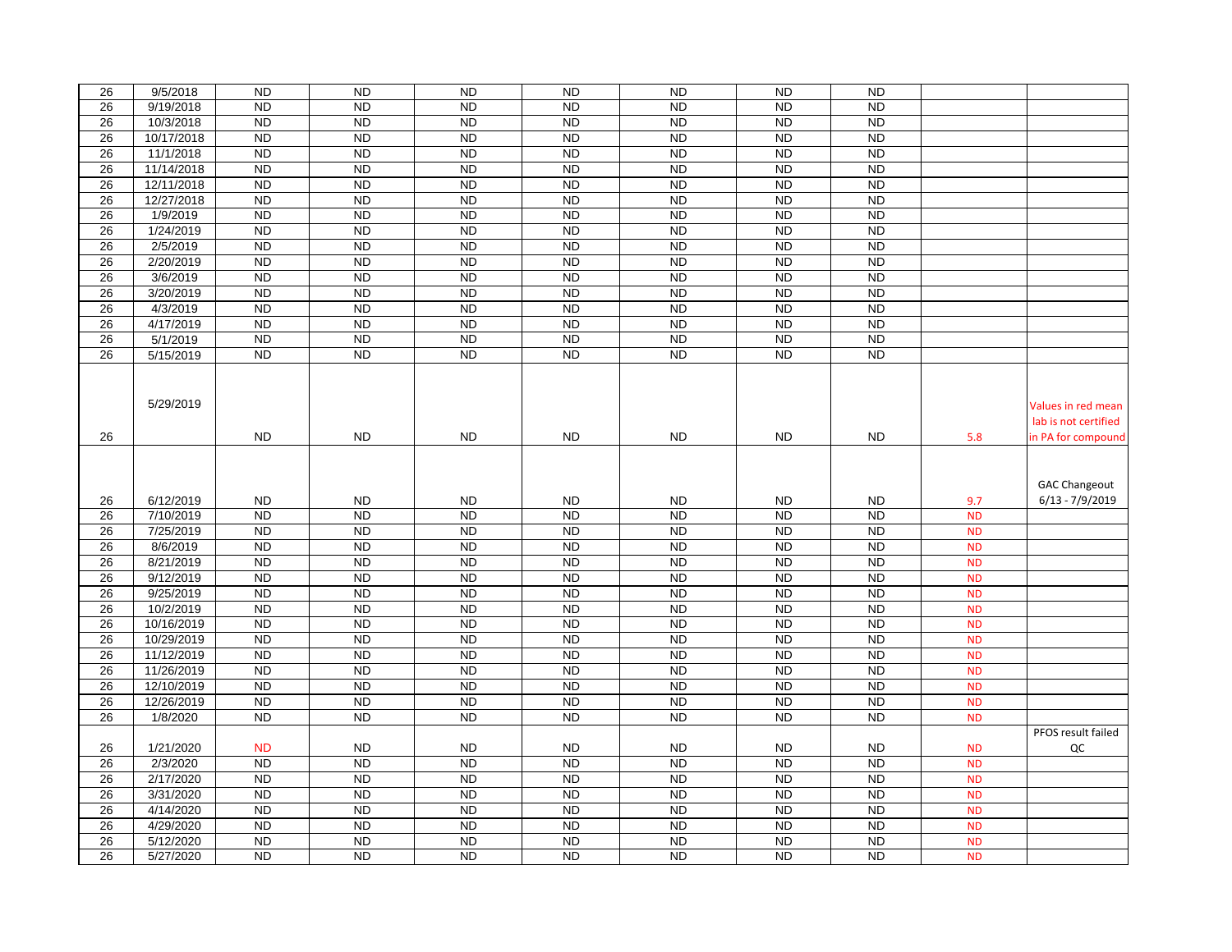| | | | | | | | | | | |
|---|---|---|---|---|---|---|---|---|---|---|
| 26 | 9/5/2018 | ND | ND | ND | ND | ND | ND | ND | | |
| 26 | 9/19/2018 | ND | ND | ND | ND | ND | ND | ND | | |
| 26 | 10/3/2018 | ND | ND | ND | ND | ND | ND | ND | | |
| 26 | 10/17/2018 | ND | ND | ND | ND | ND | ND | ND | | |
| 26 | 11/1/2018 | ND | ND | ND | ND | ND | ND | ND | | |
| 26 | 11/14/2018 | ND | ND | ND | ND | ND | ND | ND | | |
| 26 | 12/11/2018 | ND | ND | ND | ND | ND | ND | ND | | |
| 26 | 12/27/2018 | ND | ND | ND | ND | ND | ND | ND | | |
| 26 | 1/9/2019 | ND | ND | ND | ND | ND | ND | ND | | |
| 26 | 1/24/2019 | ND | ND | ND | ND | ND | ND | ND | | |
| 26 | 2/5/2019 | ND | ND | ND | ND | ND | ND | ND | | |
| 26 | 2/20/2019 | ND | ND | ND | ND | ND | ND | ND | | |
| 26 | 3/6/2019 | ND | ND | ND | ND | ND | ND | ND | | |
| 26 | 3/20/2019 | ND | ND | ND | ND | ND | ND | ND | | |
| 26 | 4/3/2019 | ND | ND | ND | ND | ND | ND | ND | | |
| 26 | 4/17/2019 | ND | ND | ND | ND | ND | ND | ND | | |
| 26 | 5/1/2019 | ND | ND | ND | ND | ND | ND | ND | | |
| 26 | 5/15/2019 | ND | ND | ND | ND | ND | ND | ND | | |
| 26 | 5/29/2019 | ND | ND | ND | ND | ND | ND | ND | 5.8 | Values in red mean lab is not certified in PA for compound |
| 26 | 6/12/2019 | ND | ND | ND | ND | ND | ND | ND | 9.7 | GAC Changeout 6/13 - 7/9/2019 |
| 26 | 7/10/2019 | ND | ND | ND | ND | ND | ND | ND | ND | |
| 26 | 7/25/2019 | ND | ND | ND | ND | ND | ND | ND | ND | |
| 26 | 8/6/2019 | ND | ND | ND | ND | ND | ND | ND | ND | |
| 26 | 8/21/2019 | ND | ND | ND | ND | ND | ND | ND | ND | |
| 26 | 9/12/2019 | ND | ND | ND | ND | ND | ND | ND | ND | |
| 26 | 9/25/2019 | ND | ND | ND | ND | ND | ND | ND | ND | |
| 26 | 10/2/2019 | ND | ND | ND | ND | ND | ND | ND | ND | |
| 26 | 10/16/2019 | ND | ND | ND | ND | ND | ND | ND | ND | |
| 26 | 10/29/2019 | ND | ND | ND | ND | ND | ND | ND | ND | |
| 26 | 11/12/2019 | ND | ND | ND | ND | ND | ND | ND | ND | |
| 26 | 11/26/2019 | ND | ND | ND | ND | ND | ND | ND | ND | |
| 26 | 12/10/2019 | ND | ND | ND | ND | ND | ND | ND | ND | |
| 26 | 12/26/2019 | ND | ND | ND | ND | ND | ND | ND | ND | |
| 26 | 1/8/2020 | ND | ND | ND | ND | ND | ND | ND | ND | |
| 26 | 1/21/2020 | ND | ND | ND | ND | ND | ND | ND | ND | PFOS result failed QC |
| 26 | 2/3/2020 | ND | ND | ND | ND | ND | ND | ND | ND | |
| 26 | 2/17/2020 | ND | ND | ND | ND | ND | ND | ND | ND | |
| 26 | 3/31/2020 | ND | ND | ND | ND | ND | ND | ND | ND | |
| 26 | 4/14/2020 | ND | ND | ND | ND | ND | ND | ND | ND | |
| 26 | 4/29/2020 | ND | ND | ND | ND | ND | ND | ND | ND | |
| 26 | 5/12/2020 | ND | ND | ND | ND | ND | ND | ND | ND | |
| 26 | 5/27/2020 | ND | ND | ND | ND | ND | ND | ND | ND | |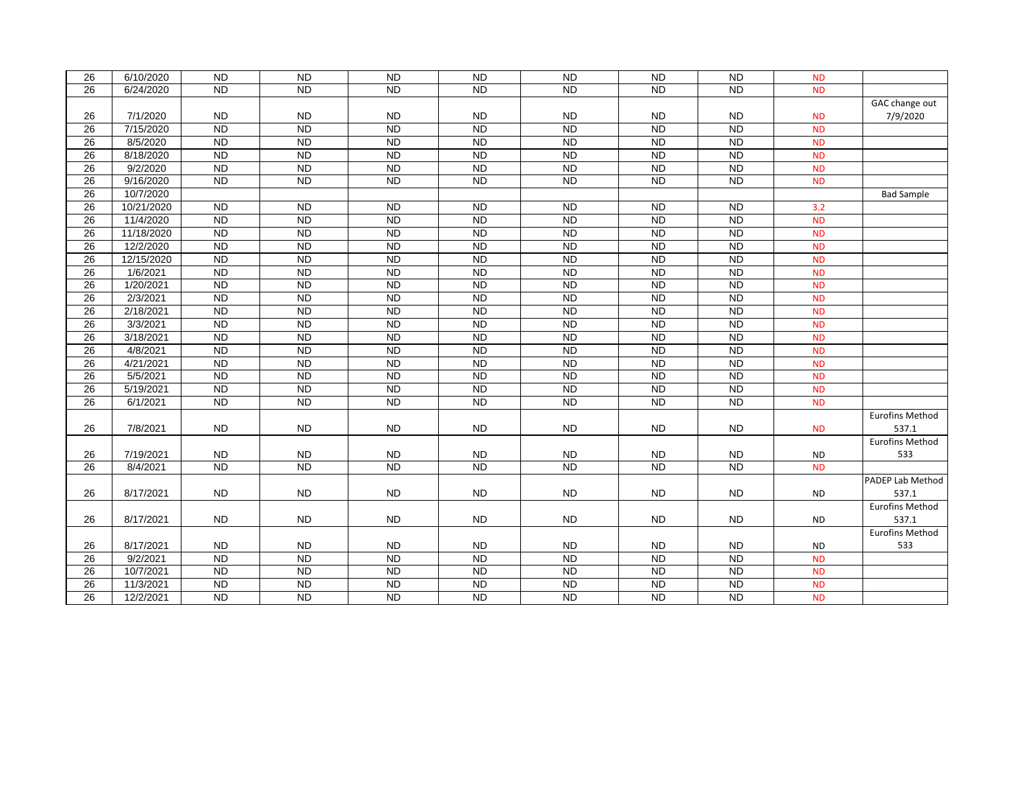| | | | | | | | | | | |
|---|---|---|---|---|---|---|---|---|---|---|
| 26 | 6/10/2020 | ND | ND | ND | ND | ND | ND | ND | ND | |
| 26 | 6/24/2020 | ND | ND | ND | ND | ND | ND | ND | ND | |
| 26 | 7/1/2020 | ND | ND | ND | ND | ND | ND | ND | ND | GAC change out 7/9/2020 |
| 26 | 7/15/2020 | ND | ND | ND | ND | ND | ND | ND | ND | |
| 26 | 8/5/2020 | ND | ND | ND | ND | ND | ND | ND | ND | |
| 26 | 8/18/2020 | ND | ND | ND | ND | ND | ND | ND | ND | |
| 26 | 9/2/2020 | ND | ND | ND | ND | ND | ND | ND | ND | |
| 26 | 9/16/2020 | ND | ND | ND | ND | ND | ND | ND | ND | |
| 26 | 10/7/2020 | | | | | | | | | Bad Sample |
| 26 | 10/21/2020 | ND | ND | ND | ND | ND | ND | ND | 3.2 | |
| 26 | 11/4/2020 | ND | ND | ND | ND | ND | ND | ND | ND | |
| 26 | 11/18/2020 | ND | ND | ND | ND | ND | ND | ND | ND | |
| 26 | 12/2/2020 | ND | ND | ND | ND | ND | ND | ND | ND | |
| 26 | 12/15/2020 | ND | ND | ND | ND | ND | ND | ND | ND | |
| 26 | 1/6/2021 | ND | ND | ND | ND | ND | ND | ND | ND | |
| 26 | 1/20/2021 | ND | ND | ND | ND | ND | ND | ND | ND | |
| 26 | 2/3/2021 | ND | ND | ND | ND | ND | ND | ND | ND | |
| 26 | 2/18/2021 | ND | ND | ND | ND | ND | ND | ND | ND | |
| 26 | 3/3/2021 | ND | ND | ND | ND | ND | ND | ND | ND | |
| 26 | 3/18/2021 | ND | ND | ND | ND | ND | ND | ND | ND | |
| 26 | 4/8/2021 | ND | ND | ND | ND | ND | ND | ND | ND | |
| 26 | 4/21/2021 | ND | ND | ND | ND | ND | ND | ND | ND | |
| 26 | 5/5/2021 | ND | ND | ND | ND | ND | ND | ND | ND | |
| 26 | 5/19/2021 | ND | ND | ND | ND | ND | ND | ND | ND | |
| 26 | 6/1/2021 | ND | ND | ND | ND | ND | ND | ND | ND | |
| 26 | 7/8/2021 | ND | ND | ND | ND | ND | ND | ND | ND | Eurofins Method 537.1 |
| 26 | 7/19/2021 | ND | ND | ND | ND | ND | ND | ND | ND | Eurofins Method 533 |
| 26 | 8/4/2021 | ND | ND | ND | ND | ND | ND | ND | ND | |
| 26 | 8/17/2021 | ND | ND | ND | ND | ND | ND | ND | ND | PADEP Lab Method 537.1 |
| 26 | 8/17/2021 | ND | ND | ND | ND | ND | ND | ND | ND | Eurofins Method 537.1 |
| 26 | 8/17/2021 | ND | ND | ND | ND | ND | ND | ND | ND | Eurofins Method 533 |
| 26 | 9/2/2021 | ND | ND | ND | ND | ND | ND | ND | ND | |
| 26 | 10/7/2021 | ND | ND | ND | ND | ND | ND | ND | ND | |
| 26 | 11/3/2021 | ND | ND | ND | ND | ND | ND | ND | ND | |
| 26 | 12/2/2021 | ND | ND | ND | ND | ND | ND | ND | ND | |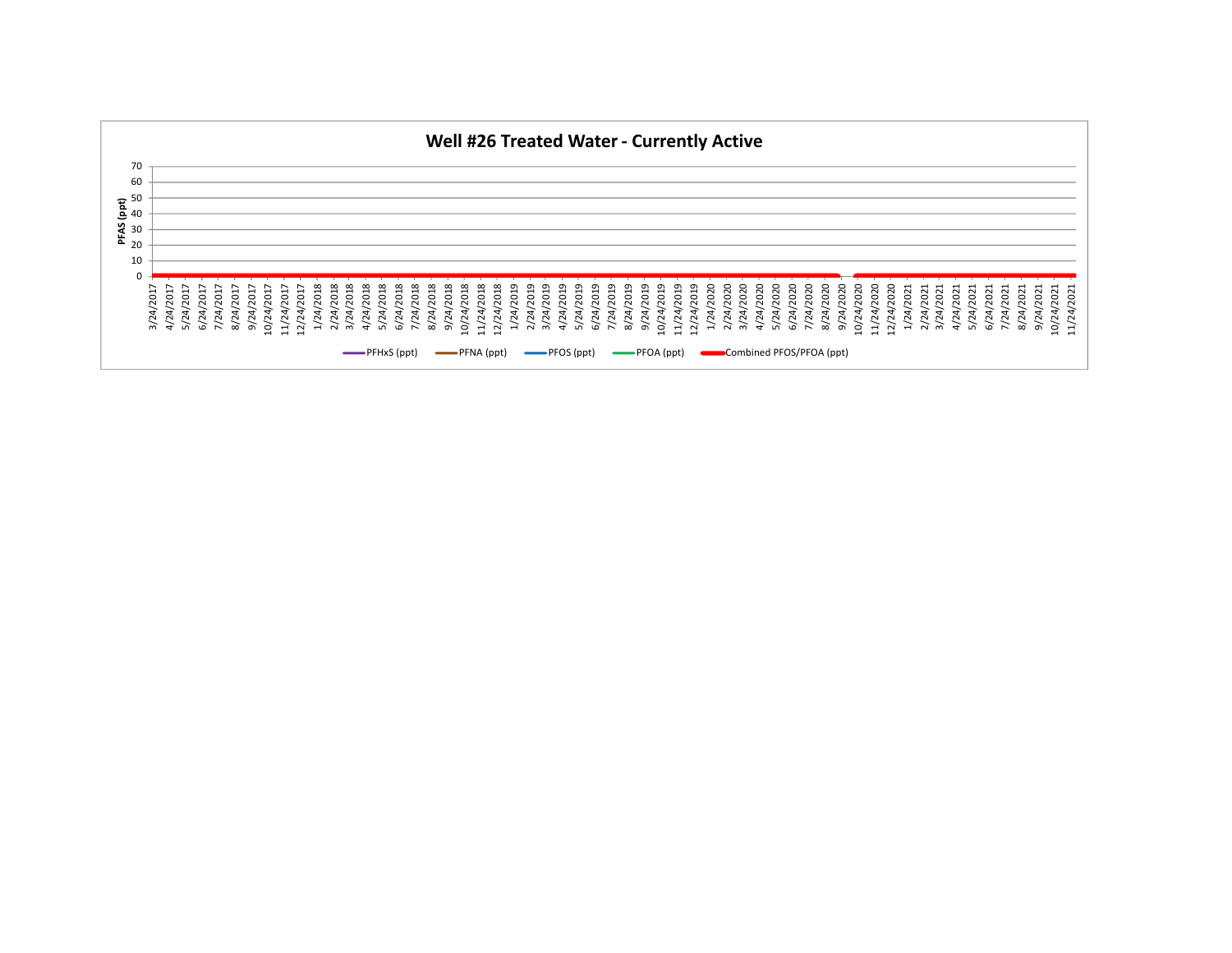Well #26 Treated Water - Currently Active

PFAS (ppt)

70
60
50
40
30
20
10
0

3/24/2017
4/24/2017
5/24/2017
6/24/2017
7/24/2017
8/24/2017
9/24/2017
10/24/2017
11/24/2017
12/24/2017
1/24/2018
2/24/2018
3/24/2018
4/24/2018
5/24/2018
6/24/2018
7/24/2018
8/24/2018
9/24/2018
10/24/2018
11/24/2018
12/24/2018
1/24/2019
2/24/2019
3/24/2019
4/24/2019
5/24/2019
6/24/2019
7/24/2019
8/24/2019
9/24/2019
10/24/2019
11/24/2019
12/24/2019
1/24/2020
2/24/2020
3/24/2020
4/24/2020
5/24/2020
6/24/2020
7/24/2020
8/24/2020
9/24/2020
10/24/2020
11/24/2020
12/24/2020
1/24/2021
2/24/2021
3/24/2021
4/24/2021
5/24/2021
6/24/2021
7/24/2021
8/24/2021
9/24/2021
10/24/2021
11/24/2021

PFHxS (ppt)
PFNA (ppt)
PFOS (ppt)
PFOA (ppt)
Combined PFOS/PFOA (ppt)